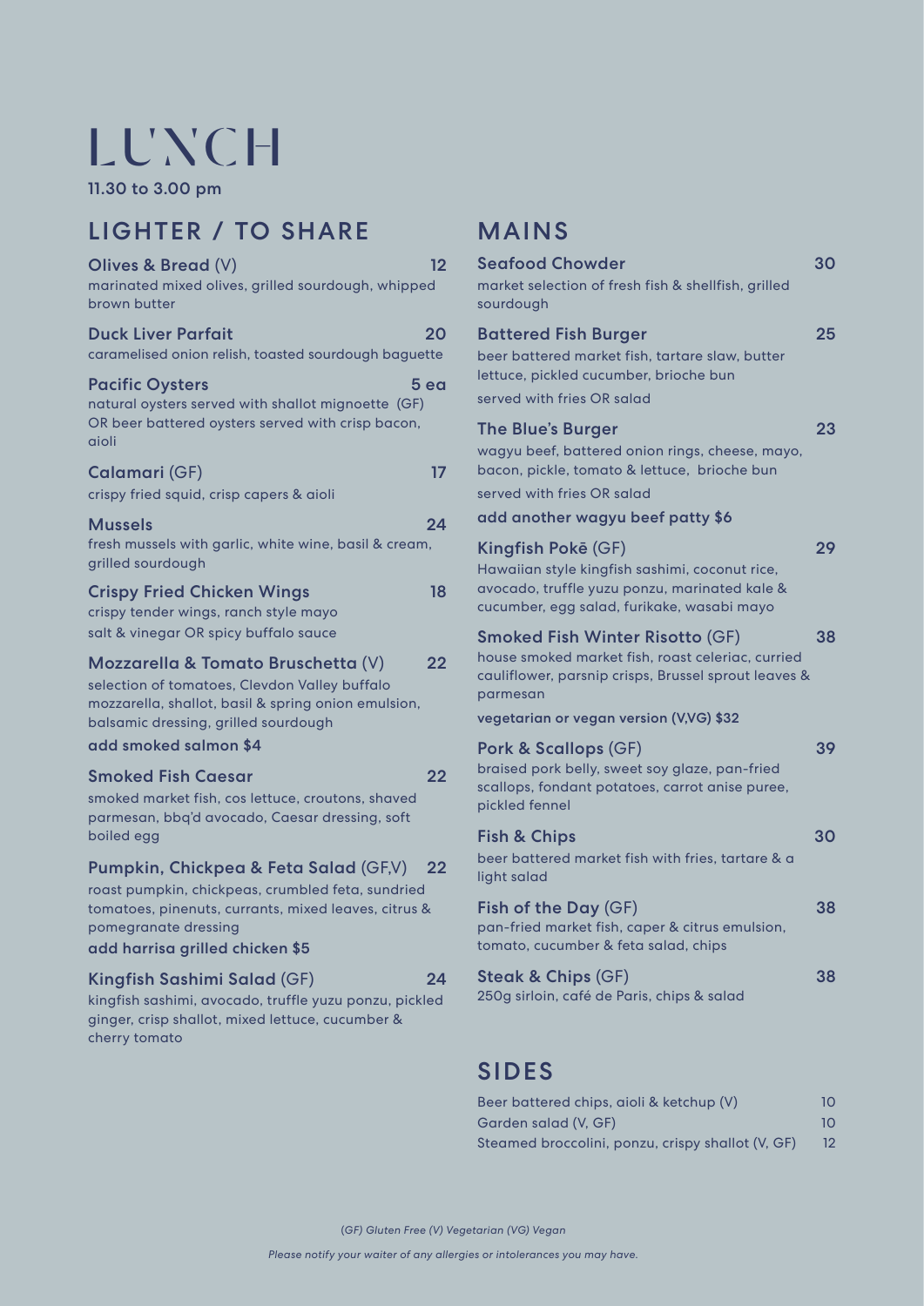# LUNCH

**11.30 to 3.00 pm**

## LIGHTER / TO SHARE

**Olives & Bread** (V) — 12
marinated mixed olives, grilled sourdough, whipped brown butter

**Duck Liver Parfait** — 20
caramelised onion relish, toasted sourdough baguette

**Pacific Oysters** — 5 ea
natural oysters served with shallot mignoette (GF) OR beer battered oysters served with crisp bacon, aioli

**Calamari** (GF) — 17
crispy fried squid, crisp capers & aioli

**Mussels** — 24
fresh mussels with garlic, white wine, basil & cream, grilled sourdough

**Crispy Fried Chicken Wings** — 18
crispy tender wings, ranch style mayo
salt & vinegar OR spicy buffalo sauce

**Mozzarella & Tomato Bruschetta** (V) — 22
selection of tomatoes, Clevdon Valley buffalo mozzarella, shallot, basil & spring onion emulsion, balsamic dressing, grilled sourdough
**add smoked salmon $4**

**Smoked Fish Caesar** — 22
smoked market fish, cos lettuce, croutons, shaved parmesan, bbq'd avocado, Caesar dressing, soft boiled egg

**Pumpkin, Chickpea & Feta Salad** (GF,V) — 22
roast pumpkin, chickpeas, crumbled feta, sundried tomatoes, pinenuts, currants, mixed leaves, citrus & pomegranate dressing
**add harrisa grilled chicken $5**

**Kingfish Sashimi Salad** (GF) — 24
kingfish sashimi, avocado, truffle yuzu ponzu, pickled ginger, crisp shallot, mixed lettuce, cucumber & cherry tomato

## MAINS

**Seafood Chowder** — 30
market selection of fresh fish & shellfish, grilled sourdough

**Battered Fish Burger** — 25
beer battered market fish, tartare slaw, butter lettuce, pickled cucumber, brioche bun
served with fries OR salad

**The Blue's Burger** — 23
wagyu beef, battered onion rings, cheese, mayo, bacon, pickle, tomato & lettuce, brioche bun
served with fries OR salad
**add another wagyu beef patty $6**

**Kingfish Pokē** (GF) — 29
Hawaiian style kingfish sashimi, coconut rice, avocado, truffle yuzu ponzu, marinated kale & cucumber, egg salad, furikake, wasabi mayo

**Smoked Fish Winter Risotto** (GF) — 38
house smoked market fish, roast celeriac, curried cauliflower, parsnip crisps, Brussel sprout leaves & parmesan
**vegetarian or vegan version (V,VG) $32**

**Pork & Scallops** (GF) — 39
braised pork belly, sweet soy glaze, pan-fried scallops, fondant potatoes, carrot anise puree, pickled fennel

**Fish & Chips** — 30
beer battered market fish with fries, tartare & a light salad

**Fish of the Day** (GF) — 38
pan-fried market fish, caper & citrus emulsion, tomato, cucumber & feta salad, chips

**Steak & Chips** (GF) — 38
250g sirloin, café de Paris, chips & salad

## SIDES

| Item | Price |
| --- | --- |
| Beer battered chips, aioli & ketchup (V) | 10 |
| Garden salad (V, GF) | 10 |
| Steamed broccolini, ponzu, crispy shallot (V, GF) | 12 |

*(GF) Gluten Free (V) Vegetarian (VG) Vegan*

*Please notify your waiter of any allergies or intolerances you may have.*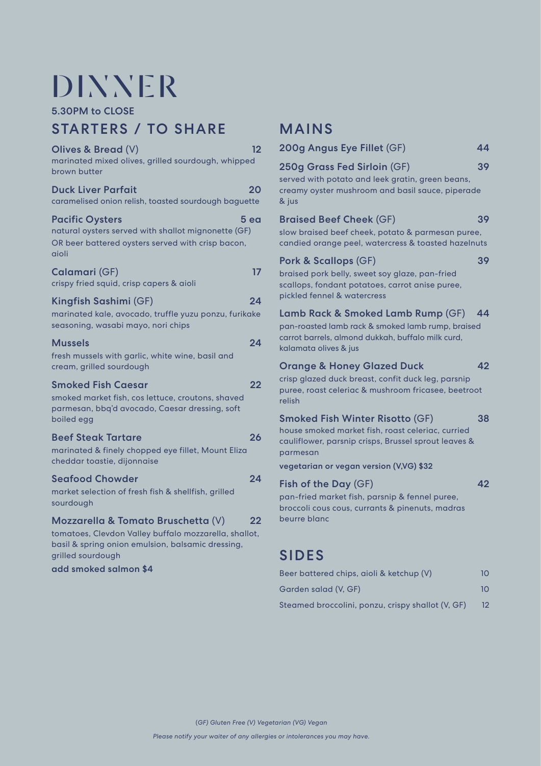# DINNER

**5.30PM to CLOSE**

## STARTERS / TO SHARE

**Olives & Bread** (V) 12
marinated mixed olives, grilled sourdough, whipped brown butter

**Duck Liver Parfait** 20
caramelised onion relish, toasted sourdough baguette

**Pacific Oysters** 5 ea
natural oysters served with shallot mignonette (GF)
OR beer battered oysters served with crisp bacon, aioli

**Calamari** (GF) 17
crispy fried squid, crisp capers & aioli

**Kingfish Sashimi** (GF) 24
marinated kale, avocado, truffle yuzu ponzu, furikake seasoning, wasabi mayo, nori chips

**Mussels** 24
fresh mussels with garlic, white wine, basil and cream, grilled sourdough

**Smoked Fish Caesar** 22
smoked market fish, cos lettuce, croutons, shaved parmesan, bbq'd avocado, Caesar dressing, soft boiled egg

**Beef Steak Tartare** 26
marinated & finely chopped eye fillet, Mount Eliza cheddar toastie, dijonnaise

**Seafood Chowder** 24
market selection of fresh fish & shellfish, grilled sourdough

**Mozzarella & Tomato Bruschetta** (V) 22
tomatoes, Clevdon Valley buffalo mozzarella, shallot, basil & spring onion emulsion, balsamic dressing, grilled sourdough

**add smoked salmon $4**

## MAINS

**200g Angus Eye Fillet** (GF) 44

**250g Grass Fed Sirloin** (GF) 39
served with potato and leek gratin, green beans, creamy oyster mushroom and basil sauce, piperade & jus

**Braised Beef Cheek** (GF) 39
slow braised beef cheek, potato & parmesan puree, candied orange peel, watercress & toasted hazelnuts

**Pork & Scallops** (GF) 39
braised pork belly, sweet soy glaze, pan-fried scallops, fondant potatoes, carrot anise puree, pickled fennel & watercress

**Lamb Rack & Smoked Lamb Rump** (GF) 44
pan-roasted lamb rack & smoked lamb rump, braised carrot barrels, almond dukkah, buffalo milk curd, kalamata olives & jus

**Orange & Honey Glazed Duck** 42
crisp glazed duck breast, confit duck leg, parsnip puree, roast celeriac & mushroom fricasee, beetroot relish

**Smoked Fish Winter Risotto** (GF) 38
house smoked market fish, roast celeriac, curried cauliflower, parsnip crisps, Brussel sprout leaves & parmesan

**vegetarian or vegan version (V,VG) $32**

**Fish of the Day** (GF) 42
pan-fried market fish, parsnip & fennel puree, broccoli cous cous, currants & pinenuts, madras beurre blanc

## SIDES

| Item | Price |
|---|---|
| Beer battered chips, aioli & ketchup (V) | 10 |
| Garden salad (V, GF) | 10 |
| Steamed broccolini, ponzu, crispy shallot (V, GF) | 12 |

*(GF) Gluten Free (V) Vegetarian (VG) Vegan*

*Please notify your waiter of any allergies or intolerances you may have.*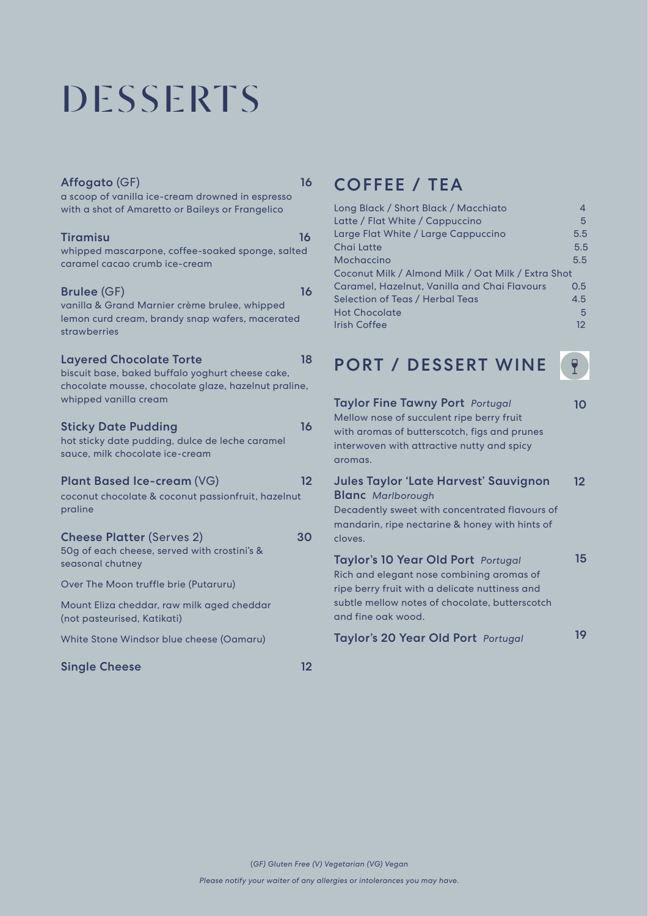# DESSERTS

**Affogato** (GF) 16
a scoop of vanilla ice-cream drowned in espresso with a shot of Amaretto or Baileys or Frangelico

**Tiramisu** 16
whipped mascarpone, coffee-soaked sponge, salted caramel cacao crumb ice-cream

**Brulee** (GF) 16
vanilla & Grand Marnier crème brulee, whipped lemon curd cream, brandy snap wafers, macerated strawberries

**Layered Chocolate Torte** 18
biscuit base, baked buffalo yoghurt cheese cake, chocolate mousse, chocolate glaze, hazelnut praline, whipped vanilla cream

**Sticky Date Pudding** 16
hot sticky date pudding, dulce de leche caramel sauce, milk chocolate ice-cream

**Plant Based Ice-cream** (VG) 12
coconut chocolate & coconut passionfruit, hazelnut praline

**Cheese Platter** (Serves 2) 30
50g of each cheese, served with crostini's & seasonal chutney

Over The Moon truffle brie (Putaruru)

Mount Eliza cheddar, raw milk aged cheddar (not pasteurised, Katikati)

White Stone Windsor blue cheese (Oamaru)

**Single Cheese** 12

## COFFEE / TEA

| | |
|---|---|
| Long Black / Short Black / Macchiato | 4 |
| Latte / Flat White / Cappuccino | 5 |
| Large Flat White / Large Cappuccino | 5.5 |
| Chai Latte | 5.5 |
| Mochaccino | 5.5 |
| Coconut Milk / Almond Milk / Oat Milk / Extra Shot Caramel, Hazelnut, Vanilla and Chai Flavours | 0.5 |
| Selection of Teas / Herbal Teas | 4.5 |
| Hot Chocolate | 5 |
| Irish Coffee | 12 |

## PORT / DESSERT WINE

**Taylor Fine Tawny Port** *Portugal* 10
Mellow nose of succulent ripe berry fruit with aromas of butterscotch, figs and prunes interwoven with attractive nutty and spicy aromas.

**Jules Taylor 'Late Harvest' Sauvignon Blanc** *Marlborough* 12
Decadently sweet with concentrated flavours of mandarin, ripe nectarine & honey with hints of cloves.

**Taylor's 10 Year Old Port** *Portugal* 15
Rich and elegant nose combining aromas of ripe berry fruit with a delicate nuttiness and subtle mellow notes of chocolate, butterscotch and fine oak wood.

**Taylor's 20 Year Old Port** *Portugal* 19

*(GF) Gluten Free (V) Vegetarian (VG) Vegan*

*Please notify your waiter of any allergies or intolerances you may have.*